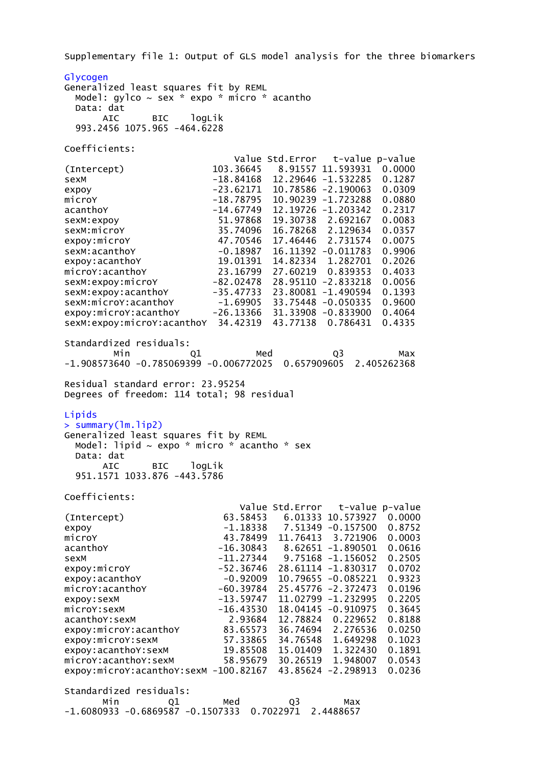Supplementary file 1: Output of GLS model analysis for the three biomarkers

Glycogen

```
Generalized least squares fit by REML
  Model: gylco ~ sex * expo * micro * acantho
  Data: dat
       AIC      BIC    logLik
  993.2456 1075.965 -464.6228

Coefficients:
                              Value Std.Error   t-value p-value
(Intercept)               103.36645   8.91557 11.593931  0.0000
sexM                      -18.84168  12.29646 -1.532285  0.1287
expoy                     -23.62171  10.78586 -2.190063  0.0309
microY                    -18.78795  10.90239 -1.723288  0.0880
acanthoY                  -14.67749  12.19726 -1.203342  0.2317
sexM:expoy                 51.97868  19.30738  2.692167  0.0083
sexM:microY                35.74096  16.78268  2.129634  0.0357
expoy:microY               47.70546  17.46446  2.731574  0.0075
sexM:acanthoY              -0.18987  16.11392 -0.011783  0.9906
expoy:acanthoY             19.01391  14.82334  1.282701  0.2026
microY:acanthoY            23.16799  27.60219  0.839353  0.4033
sexM:expoy:microY         -82.02478  28.95110 -2.833218  0.0056
sexM:expoy:acanthoY       -35.47733  23.80081 -1.490594  0.1393
sexM:microY:acanthoY       -1.69905  33.75448 -0.050335  0.9600
expoy:microY:acanthoY     -26.13366  31.33908 -0.833900  0.4064
sexM:expoy:microY:acanthoY 34.42319  43.77138  0.786431  0.4335

Standardized residuals:
         Min           Q1          Med           Q3          Max
-1.908573640 -0.785069399 -0.006772025  0.657909605  2.405262368

Residual standard error: 23.95254
Degrees of freedom: 114 total; 98 residual
```

Lipids

```
> summary(lm.lip2)
Generalized least squares fit by REML
  Model: lipid ~ expo * micro * acantho * sex
  Data: dat
       AIC      BIC    logLik
  951.1571 1033.876 -443.5786

Coefficients:
                               Value Std.Error   t-value p-value
(Intercept)                 63.58453   6.01333 10.573927  0.0000
expoy                       -1.18338   7.51349 -0.157500  0.8752
microY                      43.78499  11.76413  3.721906  0.0003
acanthoY                   -16.30843   8.62651 -1.890501  0.0616
sexM                       -11.27344   9.75168 -1.156052  0.2505
expoy:microY               -52.36746  28.61114 -1.830317  0.0702
expoy:acanthoY              -0.92009  10.79655 -0.085221  0.9323
microY:acanthoY            -60.39784  25.45776 -2.372473  0.0196
expoy:sexM                 -13.59747  11.02799 -1.232995  0.2205
microY:sexM                -16.43530  18.04145 -0.910975  0.3645
acanthoY:sexM                2.93684  12.78824  0.229652  0.8188
expoy:microY:acanthoY       83.65573  36.74694  2.276536  0.0250
expoy:microY:sexM           57.33865  34.76548  1.649298  0.1023
expoy:acanthoY:sexM         19.85508  15.01409  1.322430  0.1891
microY:acanthoY:sexM        58.95679  30.26519  1.948007  0.0543
expoy:microY:acanthoY:sexM -100.82167  43.85624 -2.298913  0.0236

Standardized residuals:
       Min         Q1        Med         Q3        Max
-1.6080933 -0.6869587 -0.1507333  0.7022971  2.4488657
```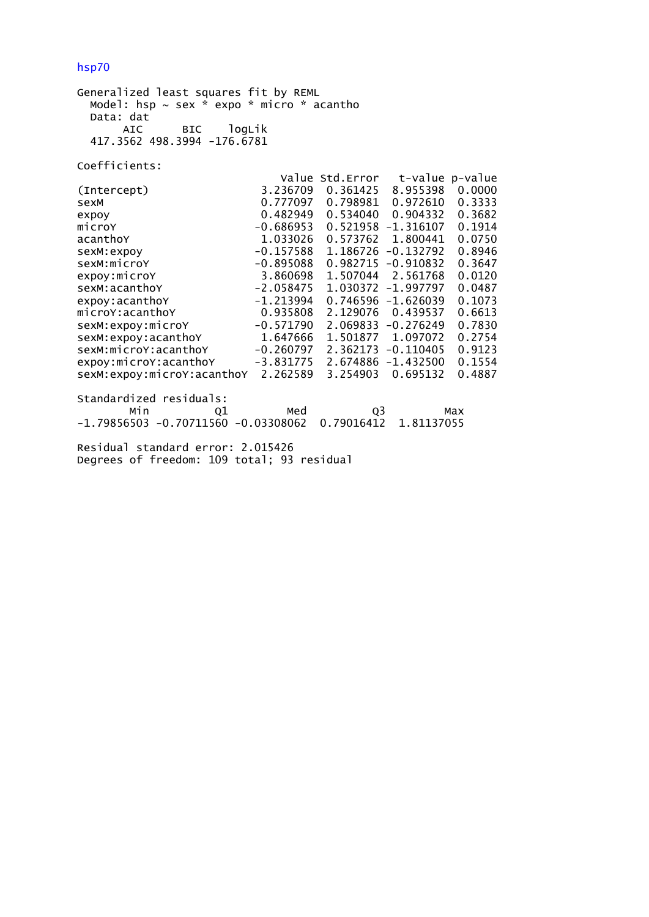hsp70

```
Generalized least squares fit by REML
  Model: hsp ~ sex * expo * micro * acantho
  Data: dat
       AIC      BIC    logLik
  417.3562 498.3994 -176.6781

Coefficients:
                              Value Std.Error   t-value p-value
(Intercept)                3.236709  0.361425  8.955398  0.0000
sexM                       0.777097  0.798981  0.972610  0.3333
expoy                      0.482949  0.534040  0.904332  0.3682
microY                    -0.686953  0.521958 -1.316107  0.1914
acanthoY                   1.033026  0.573762  1.800441  0.0750
sexM:expoy                -0.157588  1.186726 -0.132792  0.8946
sexM:microY               -0.895088  0.982715 -0.910832  0.3647
expoy:microY               3.860698  1.507044  2.561768  0.0120
sexM:acanthoY             -2.058475  1.030372 -1.997797  0.0487
expoy:acanthoY            -1.213994  0.746596 -1.626039  0.1073
microY:acanthoY            0.935808  2.129076  0.439537  0.6613
sexM:expoy:microY         -0.571790  2.069833 -0.276249  0.7830
sexM:expoy:acanthoY        1.647666  1.501877  1.097072  0.2754
sexM:microY:acanthoY      -0.260797  2.362173 -0.110405  0.9123
expoy:microY:acanthoY     -3.831775  2.674886 -1.432500  0.1554
sexM:expoy:microY:acanthoY  2.262589  3.254903  0.695132  0.4887

Standardized residuals:
        Min          Q1         Med          Q3         Max
-1.79856503 -0.70711560 -0.03308062  0.79016412  1.81137055

Residual standard error: 2.015426
Degrees of freedom: 109 total; 93 residual
```